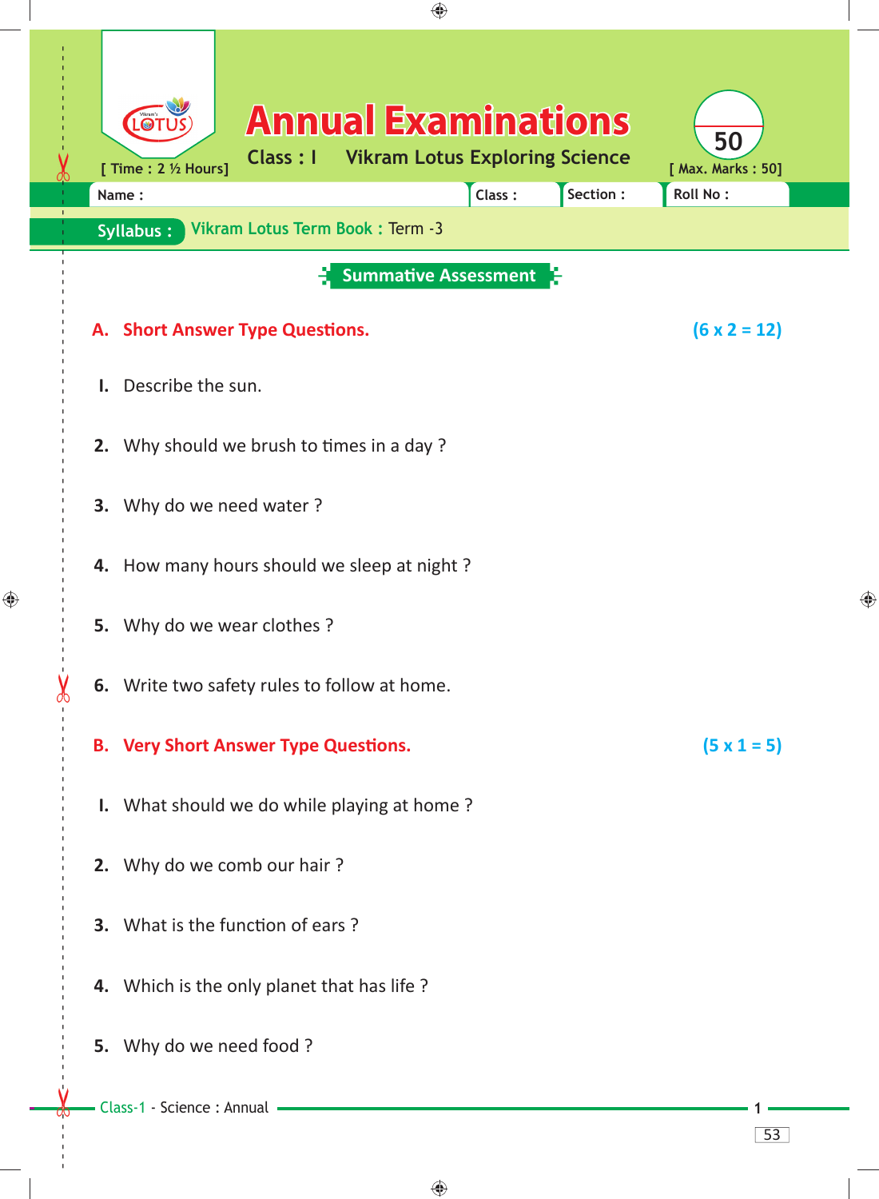# Annual Examinations

Class : I Vikram Lotus Exploring Science

[ Time : 2 ½ Hours] [ Max. Marks : 50]

50

Name : Class : Section : Roll No :

**Syllabus :** Vikram Lotus Term Book : Term -3

## Summative Assessment

### A. Short Answer Type Questions. (6 x 2 = 12)

1. Describe the sun.
2. Why should we brush to times in a day ?
3. Why do we need water ?
4. How many hours should we sleep at night ?
5. Why do we wear clothes ?
6. Write two safety rules to follow at home.

### B. Very Short Answer Type Questions. (5 x 1 = 5)

1. What should we do while playing at home ?
2. Why do we comb our hair ?
3. What is the function of ears ?
4. Which is the only planet that has life ?
5. Why do we need food ?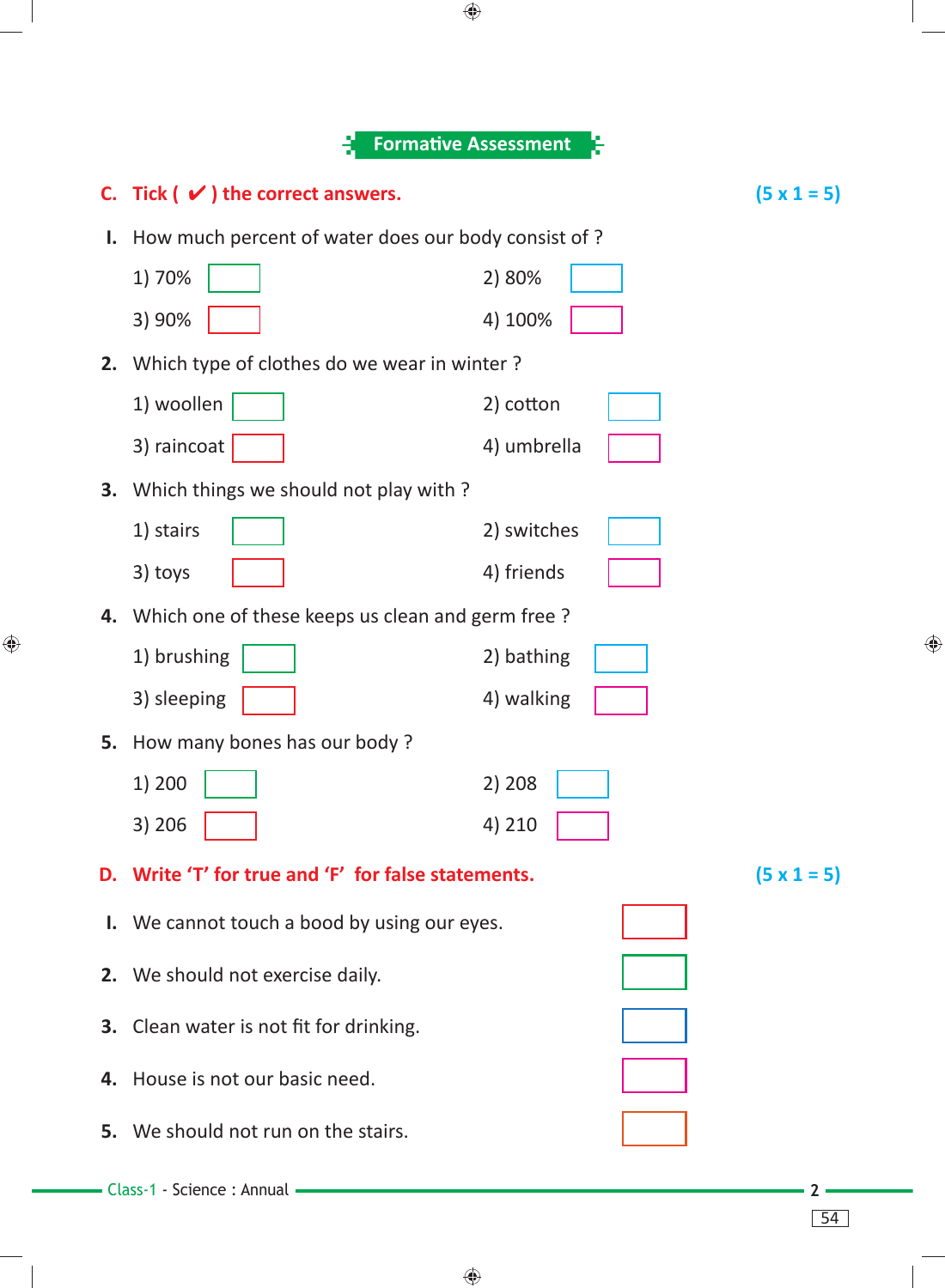## Formative Assessment

**C. Tick ( ✔ ) the correct answers.** **(5 x 1 = 5)**

**I.** How much percent of water does our body consist of ?

1) 70% ☐ 2) 80% ☐

3) 90% ☐ 4) 100% ☐

**2.** Which type of clothes do we wear in winter ?

1) woollen ☐ 2) cotton ☐

3) raincoat ☐ 4) umbrella ☐

**3.** Which things we should not play with ?

1) stairs ☐ 2) switches ☐

3) toys ☐ 4) friends ☐

**4.** Which one of these keeps us clean and germ free ?

1) brushing ☐ 2) bathing ☐

3) sleeping ☐ 4) walking ☐

**5.** How many bones has our body ?

1) 200 ☐ 2) 208 ☐

3) 206 ☐ 4) 210 ☐

**D. Write 'T' for true and 'F' for false statements.** **(5 x 1 = 5)**

**I.** We cannot touch a bood by using our eyes. ☐

**2.** We should not exercise daily. ☐

**3.** Clean water is not fit for drinking. ☐

**4.** House is not our basic need. ☐

**5.** We should not run on the stairs. ☐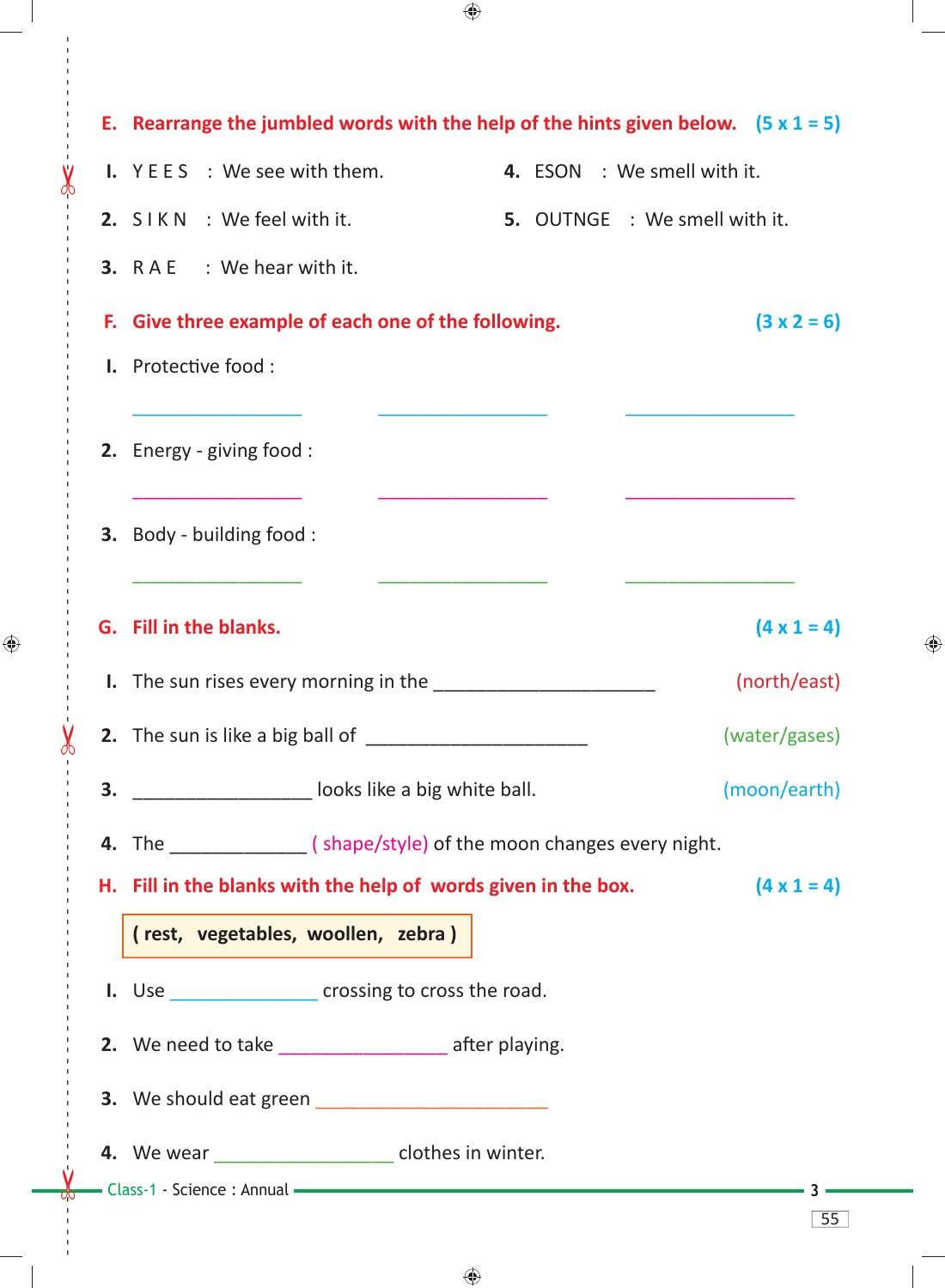**E. Rearrange the jumbled words with the help of the hints given below.** **(5 x 1 = 5)**

I. Y E E S : We see with them.

2. S I K N : We feel with it.

3. R A E : We hear with it.

4. ESON : We smell with it.

5. OUTNGE : We smell with it.

**F. Give three example of each one of the following.** **(3 x 2 = 6)**

I. Protective food :

_________________ _________________ _________________

2. Energy - giving food :

_________________ _________________ _________________

3. Body - building food :

_________________ _________________ _________________

**G. Fill in the blanks.** **(4 x 1 = 4)**

I. The sun rises every morning in the _____________________ (north/east)

2. The sun is like a big ball of _____________________ (water/gases)

3. _________________ looks like a big white ball. (moon/earth)

4. The _____________ ( shape/style) of the moon changes every night.

**H. Fill in the blanks with the help of words given in the box.** **(4 x 1 = 4)**

**( rest, vegetables, woollen, zebra )**

I. Use ______________ crossing to cross the road.

2. We need to take ________________ after playing.

3. We should eat green _____________________

4. We wear _________________ clothes in winter.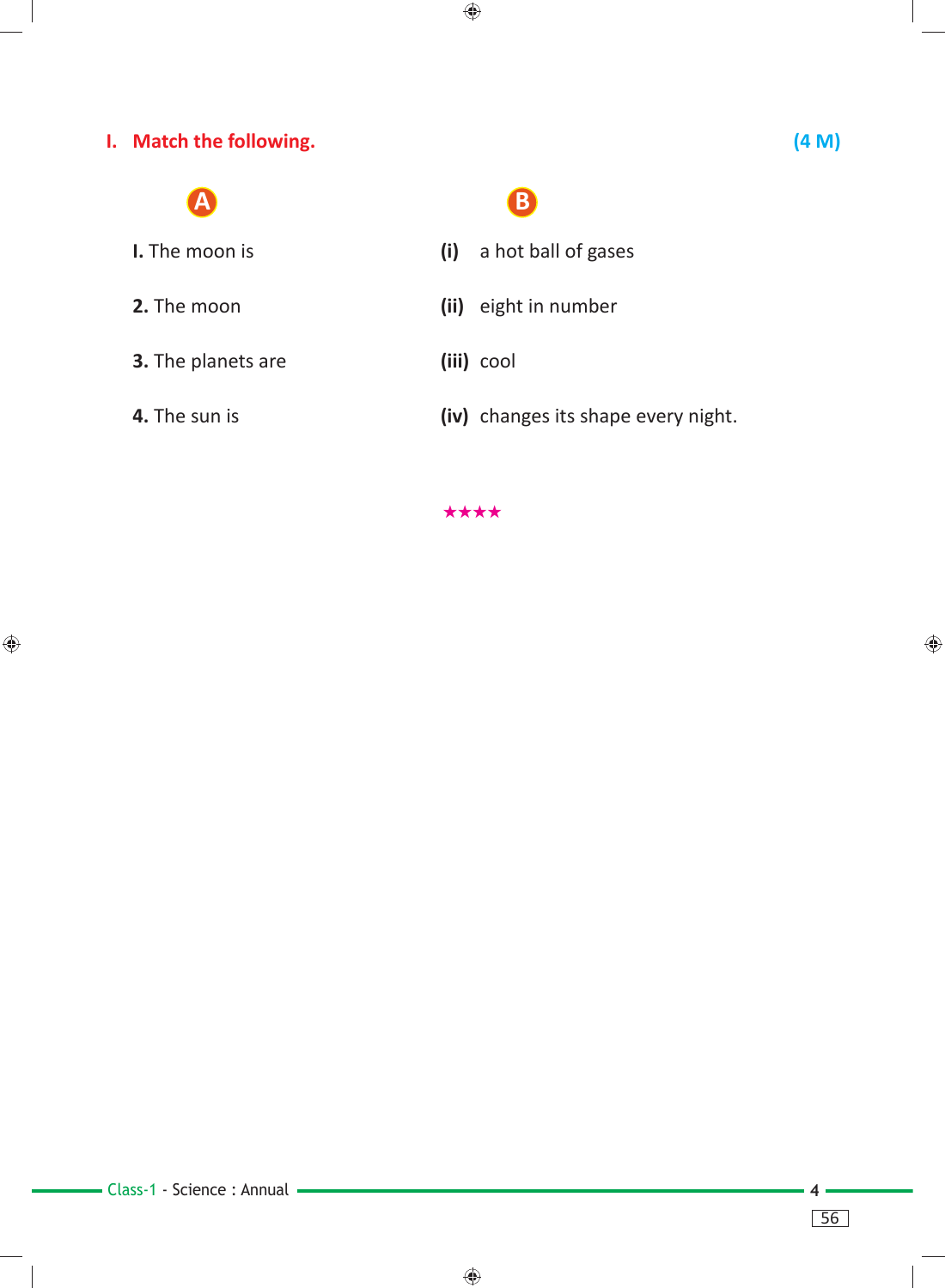## I. Match the following. (4 M)

| A | B |
|---|---|
| **I.** The moon is | **(i)** a hot ball of gases |
| **2.** The moon | **(ii)** eight in number |
| **3.** The planets are | **(iii)** cool |
| **4.** The sun is | **(iv)** changes its shape every night. |

★★★★